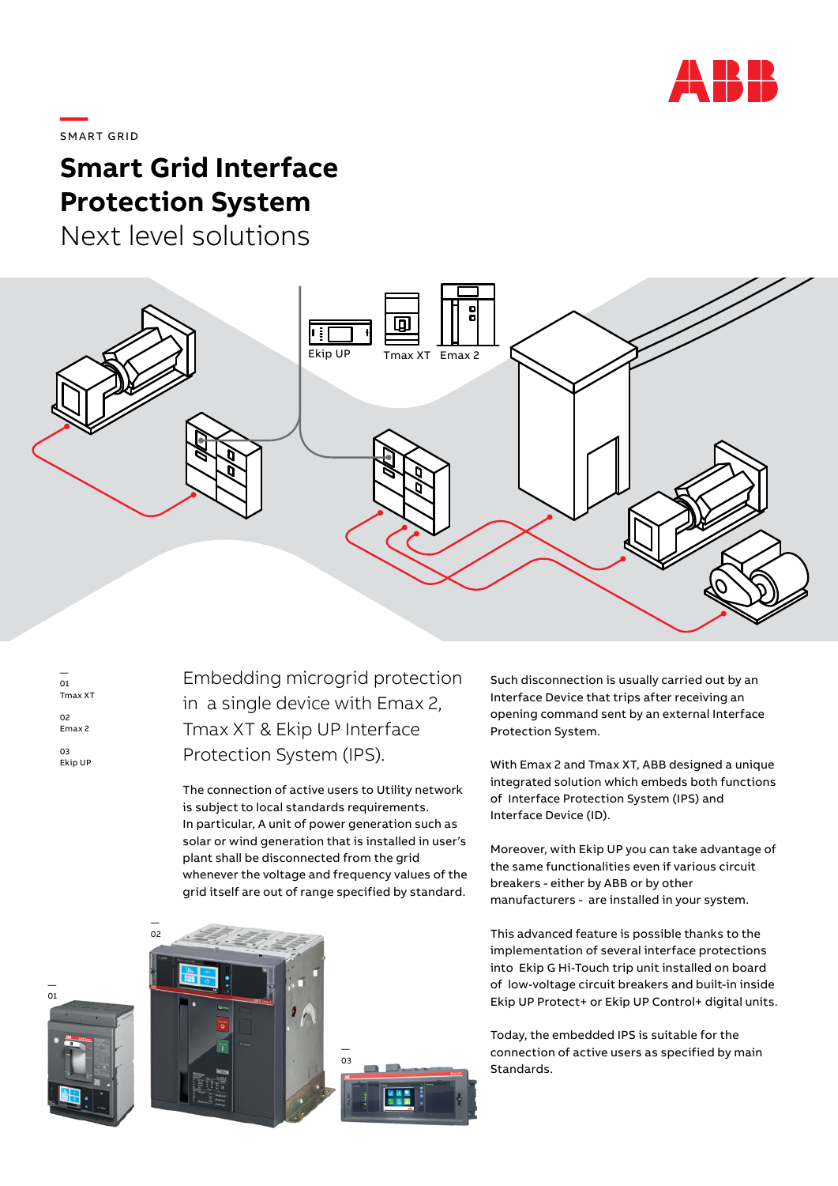SMART GRID

# Smart Grid Interface Protection System

## Next level solutions

Ekip UP

Tmax XT

Emax 2

—
01
Tmax XT

02
Emax 2

03
Ekip UP

### Embedding microgrid protection in a single device with Emax 2, Tmax XT & Ekip UP Interface Protection System (IPS).

The connection of active users to Utility network is subject to local standards requirements.
In particular, A unit of power generation such as solar or wind generation that is installed in user's plant shall be disconnected from the grid whenever the voltage and frequency values of the grid itself are out of range specified by standard.

Such disconnection is usually carried out by an Interface Device that trips after receiving an opening command sent by an external Interface Protection System.

With Emax 2 and Tmax XT, ABB designed a unique integrated solution which embeds both functions of Interface Protection System (IPS) and Interface Device (ID).

Moreover, with Ekip UP you can take advantage of the same functionalities even if various circuit breakers - either by ABB or by other manufacturers - are installed in your system.

This advanced feature is possible thanks to the implementation of several interface protections into Ekip G Hi-Touch trip unit installed on board of low-voltage circuit breakers and built-in inside Ekip UP Protect+ or Ekip UP Control+ digital units.

Today, the embedded IPS is suitable for the connection of active users as specified by main Standards.

—
01

—
02

—
03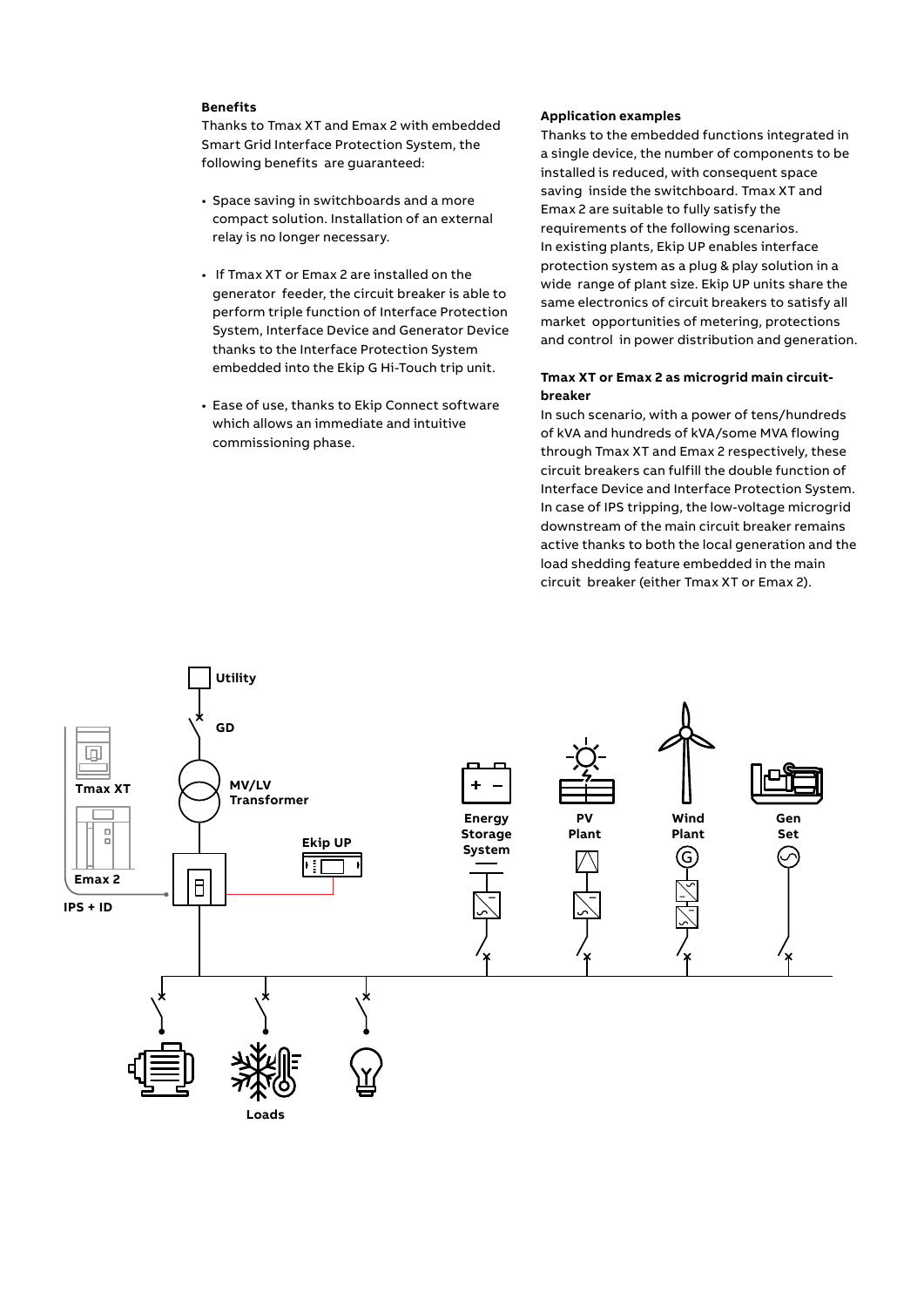**Benefits**

Thanks to Tmax XT and Emax 2 with embedded Smart Grid Interface Protection System, the following benefits are guaranteed:

- Space saving in switchboards and a more compact solution. Installation of an external relay is no longer necessary.
- If Tmax XT or Emax 2 are installed on the generator feeder, the circuit breaker is able to perform triple function of Interface Protection System, Interface Device and Generator Device thanks to the Interface Protection System embedded into the Ekip G Hi-Touch trip unit.
- Ease of use, thanks to Ekip Connect software which allows an immediate and intuitive commissioning phase.

**Application examples**

Thanks to the embedded functions integrated in a single device, the number of components to be installed is reduced, with consequent space saving inside the switchboard. Tmax XT and Emax 2 are suitable to fully satisfy the requirements of the following scenarios.
In existing plants, Ekip UP enables interface protection system as a plug & play solution in a wide range of plant size. Ekip UP units share the same electronics of circuit breakers to satisfy all market opportunities of metering, protections and control in power distribution and generation.

**Tmax XT or Emax 2 as microgrid main circuit-breaker**

In such scenario, with a power of tens/hundreds of kVA and hundreds of kVA/some MVA flowing through Tmax XT and Emax 2 respectively, these circuit breakers can fulfill the double function of Interface Device and Interface Protection System. In case of IPS tripping, the low-voltage microgrid downstream of the main circuit breaker remains active thanks to both the local generation and the load shedding feature embedded in the main circuit breaker (either Tmax XT or Emax 2).

Utility
GD
MV/LV Transformer
Tmax XT
Emax 2
IPS + ID
Ekip UP
Energy Storage System
PV Plant
Wind Plant
Gen Set
Loads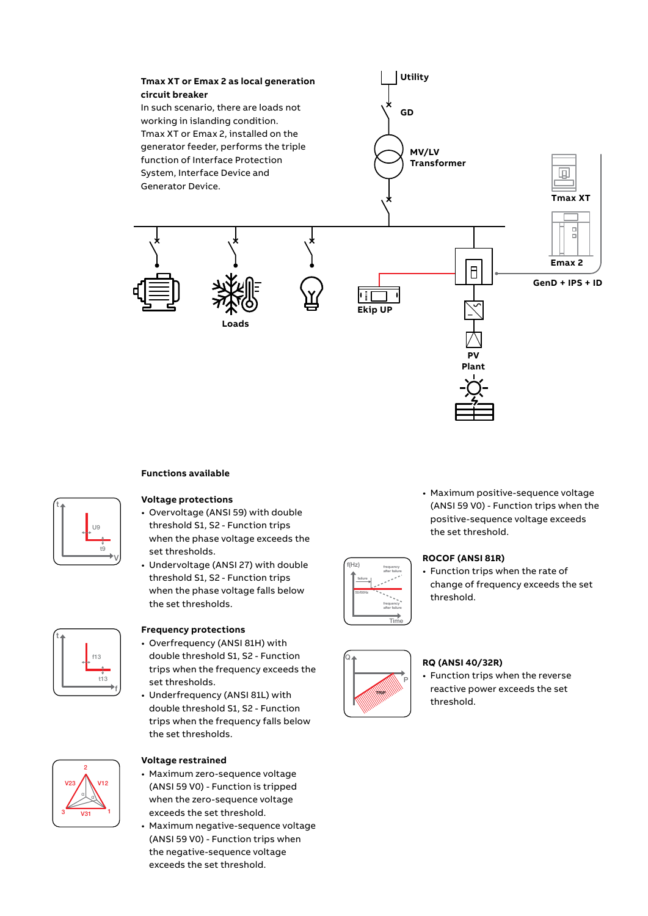**Tmax XT or Emax 2 as local generation circuit breaker**
In such scenario, there are loads not working in islanding condition.
Tmax XT or Emax 2, installed on the generator feeder, performs the triple function of Interface Protection System, Interface Device and Generator Device.

Utility

GD

MV/LV Transformer

Tmax XT

Emax 2

GenD + IPS + ID

Loads

Ekip UP

PV Plant

**Functions available**

**Voltage protections**

- Overvoltage (ANSI 59) with double threshold S1, S2 - Function trips when the phase voltage exceeds the set thresholds.
- Undervoltage (ANSI 27) with double threshold S1, S2 - Function trips when the phase voltage falls below the set thresholds.

**Frequency protections**

- Overfrequency (ANSI 81H) with double threshold S1, S2 - Function trips when the frequency exceeds the set thresholds.
- Underfrequency (ANSI 81L) with double threshold S1, S2 - Function trips when the frequency falls below the set thresholds.

**Voltage restrained**

- Maximum zero-sequence voltage (ANSI 59 V0) - Function is tripped when the zero-sequence voltage exceeds the set threshold.
- Maximum negative-sequence voltage (ANSI 59 V0) - Function trips when the negative-sequence voltage exceeds the set threshold.
- Maximum positive-sequence voltage (ANSI 59 V0) - Function trips when the positive-sequence voltage exceeds the set threshold.

**ROCOF (ANSI 81R)**

- Function trips when the rate of change of frequency exceeds the set threshold.

**RQ (ANSI 40/32R)**

- Function trips when the reverse reactive power exceeds the set threshold.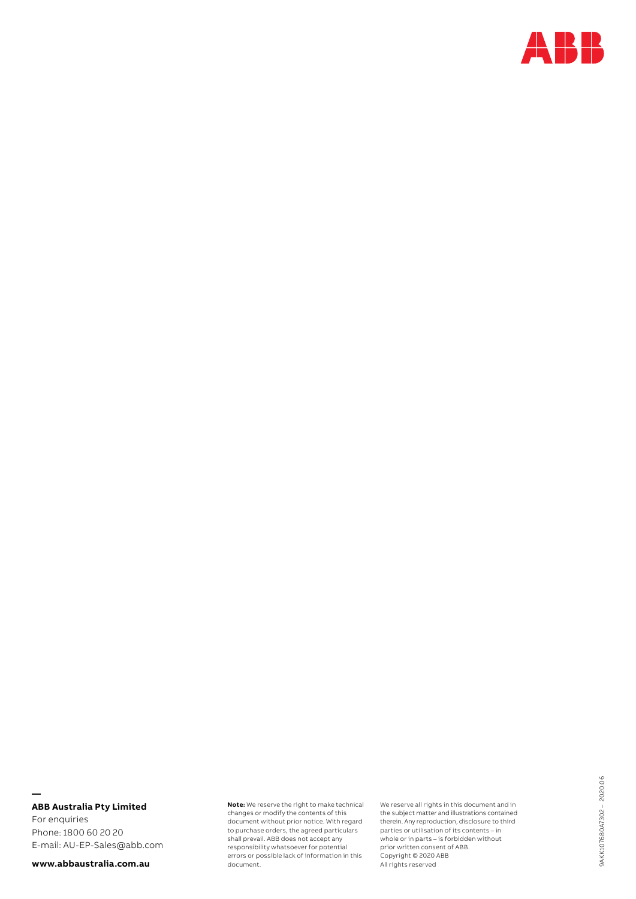**ABB Australia Pty Limited**

For enquiries
Phone: 1800 60 20 20
E-mail: AU-EP-Sales@abb.com

**www.abbaustralia.com.au**

**Note:** We reserve the right to make technical changes or modify the contents of this document without prior notice. With regard to purchase orders, the agreed particulars shall prevail. ABB does not accept any responsibility whatsoever for potential errors or possible lack of information in this document.

We reserve all rights in this document and in the subject matter and illustrations contained therein. Any reproduction, disclosure to third parties or utilisation of its contents – in whole or in parts – is forbidden without prior written consent of ABB.
Copyright © 2020 ABB
All rights reserved

9AKK107680A7302 – 2020.06